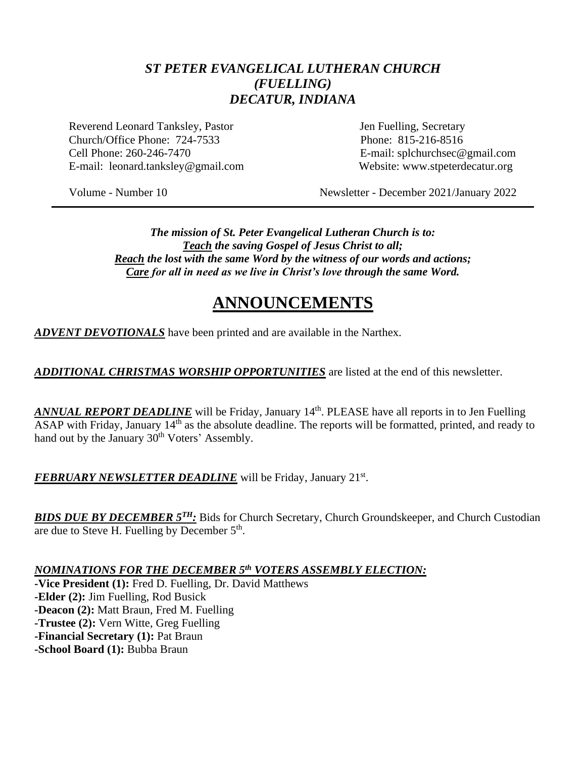# *ST PETER EVANGELICAL LUTHERAN CHURCH*
# *(FUELLING)*
# *DECATUR, INDIANA*

Reverend Leonard Tanksley, Pastor
Church/Office Phone: 724-7533
Cell Phone: 260-246-7470
E-mail: leonard.tanksley@gmail.com

Jen Fuelling, Secretary
Phone: 815-216-8516
E-mail: splchurchsec@gmail.com
Website: www.stpeterdecatur.org

Volume - Number 10

Newsletter - December 2021/January 2022

---

***The mission of St. Peter Evangelical Lutheran Church is to:***
***<u>Teach</u> the saving Gospel of Jesus Christ to all;***
***<u>Reach</u> the lost with the same Word by the witness of our words and actions;***
***<u>Care</u> for all in need as we live in Christ's love through the same Word.***

## <u>ANNOUNCEMENTS</u>

***<u>ADVENT DEVOTIONALS</u>*** have been printed and are available in the Narthex.

***<u>ADDITIONAL CHRISTMAS WORSHIP OPPORTUNITIES</u>*** are listed at the end of this newsletter.

***<u>ANNUAL REPORT DEADLINE</u>*** will be Friday, January 14th. PLEASE have all reports in to Jen Fuelling ASAP with Friday, January 14th as the absolute deadline. The reports will be formatted, printed, and ready to hand out by the January 30th Voters' Assembly.

***<u>FEBRUARY NEWSLETTER DEADLINE</u>*** will be Friday, January 21st.

***<u>BIDS DUE BY DECEMBER 5TH:</u>*** Bids for Church Secretary, Church Groundskeeper, and Church Custodian are due to Steve H. Fuelling by December 5th.

***<u>NOMINATIONS FOR THE DECEMBER 5th VOTERS ASSEMBLY ELECTION:</u>***

-**Vice President (1):** Fred D. Fuelling, Dr. David Matthews
-**Elder (2):** Jim Fuelling, Rod Busick
-**Deacon (2):** Matt Braun, Fred M. Fuelling
-**Trustee (2):** Vern Witte, Greg Fuelling
-**Financial Secretary (1):** Pat Braun
-**School Board (1):** Bubba Braun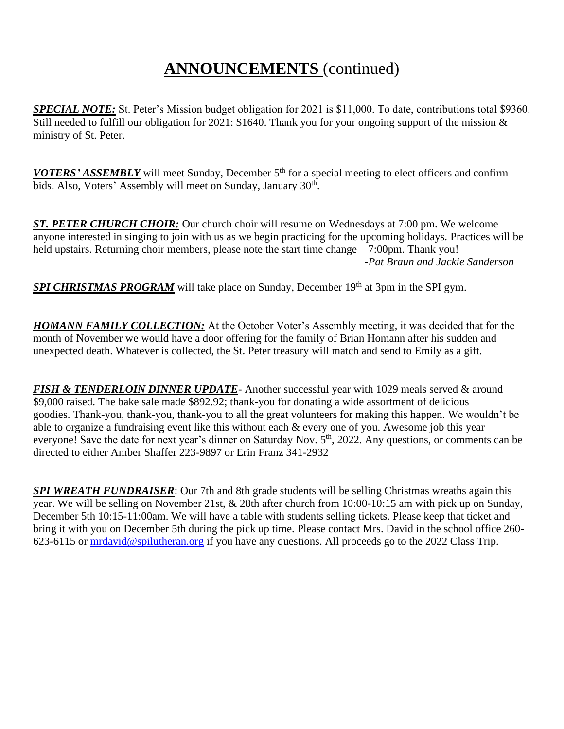# **ANNOUNCEMENTS** (continued)

***SPECIAL NOTE:*** St. Peter's Mission budget obligation for 2021 is $11,000. To date, contributions total $9360. Still needed to fulfill our obligation for 2021: $1640. Thank you for your ongoing support of the mission & ministry of St. Peter.

***VOTERS' ASSEMBLY*** will meet Sunday, December 5th for a special meeting to elect officers and confirm bids. Also, Voters' Assembly will meet on Sunday, January 30th.

***ST. PETER CHURCH CHOIR:*** Our church choir will resume on Wednesdays at 7:00 pm. We welcome anyone interested in singing to join with us as we begin practicing for the upcoming holidays. Practices will be held upstairs. Returning choir members, please note the start time change – 7:00pm. Thank you!

*-Pat Braun and Jackie Sanderson*

***SPI CHRISTMAS PROGRAM*** will take place on Sunday, December 19th at 3pm in the SPI gym.

***HOMANN FAMILY COLLECTION:*** At the October Voter's Assembly meeting, it was decided that for the month of November we would have a door offering for the family of Brian Homann after his sudden and unexpected death. Whatever is collected, the St. Peter treasury will match and send to Emily as a gift.

***FISH & TENDERLOIN DINNER UPDATE***- Another successful year with 1029 meals served & around $9,000 raised. The bake sale made $892.92; thank-you for donating a wide assortment of delicious goodies. Thank-you, thank-you, thank-you to all the great volunteers for making this happen. We wouldn't be able to organize a fundraising event like this without each & every one of you. Awesome job this year everyone! Save the date for next year's dinner on Saturday Nov. 5th, 2022. Any questions, or comments can be directed to either Amber Shaffer 223-9897 or Erin Franz 341-2932

***SPI WREATH FUNDRAISER***: Our 7th and 8th grade students will be selling Christmas wreaths again this year. We will be selling on November 21st, & 28th after church from 10:00-10:15 am with pick up on Sunday, December 5th 10:15-11:00am. We will have a table with students selling tickets. Please keep that ticket and bring it with you on December 5th during the pick up time. Please contact Mrs. David in the school office 260-623-6115 or mrdavid@spilutheran.org if you have any questions. All proceeds go to the 2022 Class Trip.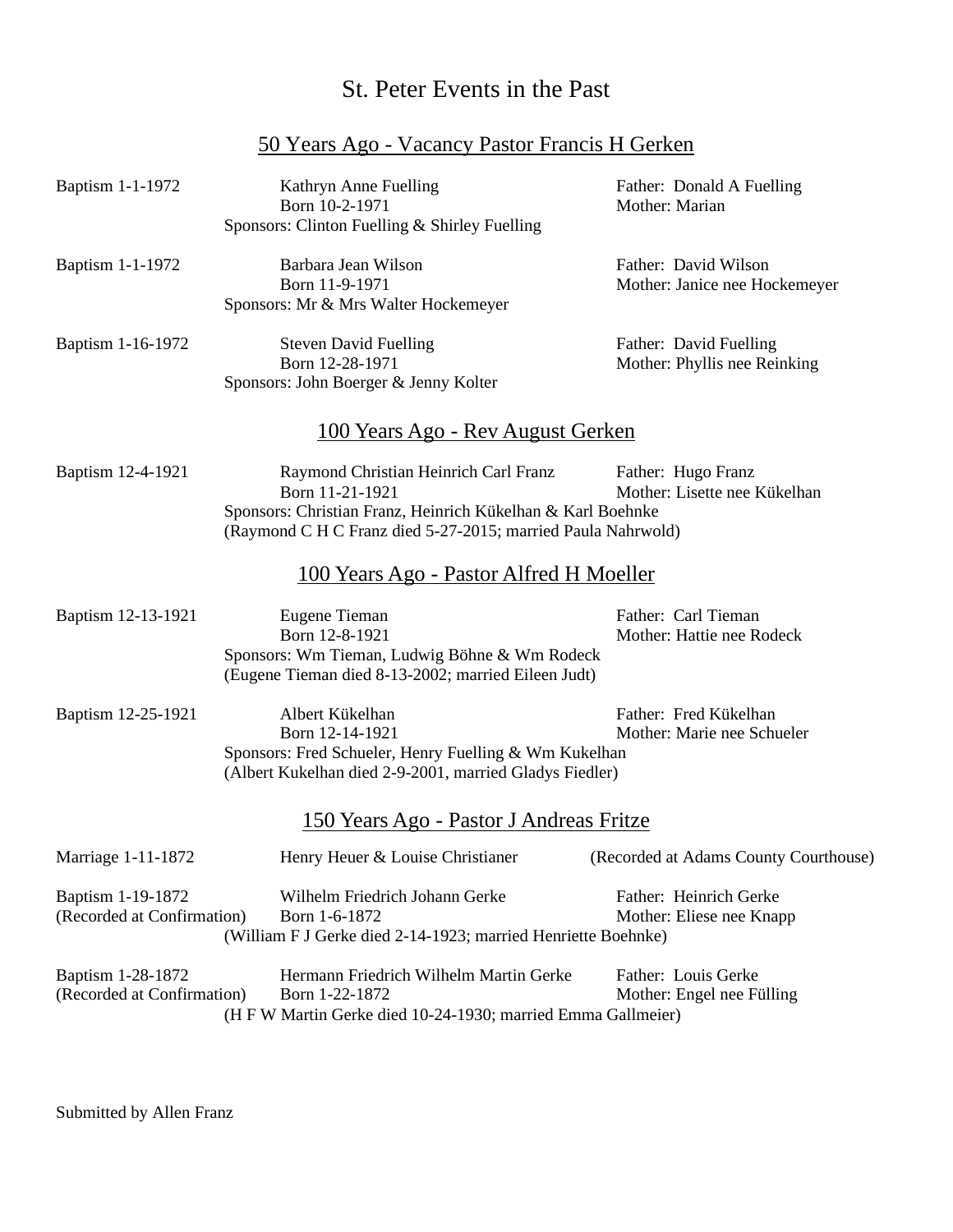# St. Peter Events in the Past

## 50 Years Ago - Vacancy Pastor Francis H Gerken

Baptism 1-1-1972 — Kathryn Anne Fuelling, Born 10-2-1971
Father: Donald A Fuelling
Mother: Marian
Sponsors: Clinton Fuelling & Shirley Fuelling

Baptism 1-1-1972 — Barbara Jean Wilson, Born 11-9-1971
Father: David Wilson
Mother: Janice nee Hockemeyer
Sponsors: Mr & Mrs Walter Hockemeyer

Baptism 1-16-1972 — Steven David Fuelling, Born 12-28-1971
Father: David Fuelling
Mother: Phyllis nee Reinking
Sponsors: John Boerger & Jenny Kolter

## 100 Years Ago - Rev August Gerken

Baptism 12-4-1921 — Raymond Christian Heinrich Carl Franz, Born 11-21-1921
Father: Hugo Franz
Mother: Lisette nee Kükelhan
Sponsors: Christian Franz, Heinrich Kükelhan & Karl Boehnke
(Raymond C H C Franz died 5-27-2015; married Paula Nahrwold)

## 100 Years Ago - Pastor Alfred H Moeller

Baptism 12-13-1921 — Eugene Tieman, Born 12-8-1921
Father: Carl Tieman
Mother: Hattie nee Rodeck
Sponsors: Wm Tieman, Ludwig Böhne & Wm Rodeck
(Eugene Tieman died 8-13-2002; married Eileen Judt)

Baptism 12-25-1921 — Albert Kükelhan, Born 12-14-1921
Father: Fred Kükelhan
Mother: Marie nee Schueler
Sponsors: Fred Schueler, Henry Fuelling & Wm Kukelhan
(Albert Kukelhan died 2-9-2001, married Gladys Fiedler)

## 150 Years Ago - Pastor J Andreas Fritze

Marriage 1-11-1872 — Henry Heuer & Louise Christianer (Recorded at Adams County Courthouse)

Baptism 1-19-1872 (Recorded at Confirmation) — Wilhelm Friedrich Johann Gerke, Born 1-6-1872
Father: Heinrich Gerke
Mother: Eliese nee Knapp
(William F J Gerke died 2-14-1923; married Henriette Boehnke)

Baptism 1-28-1872 (Recorded at Confirmation) — Hermann Friedrich Wilhelm Martin Gerke, Born 1-22-1872
Father: Louis Gerke
Mother: Engel nee Fülling
(H F W Martin Gerke died 10-24-1930; married Emma Gallmeier)

Submitted by Allen Franz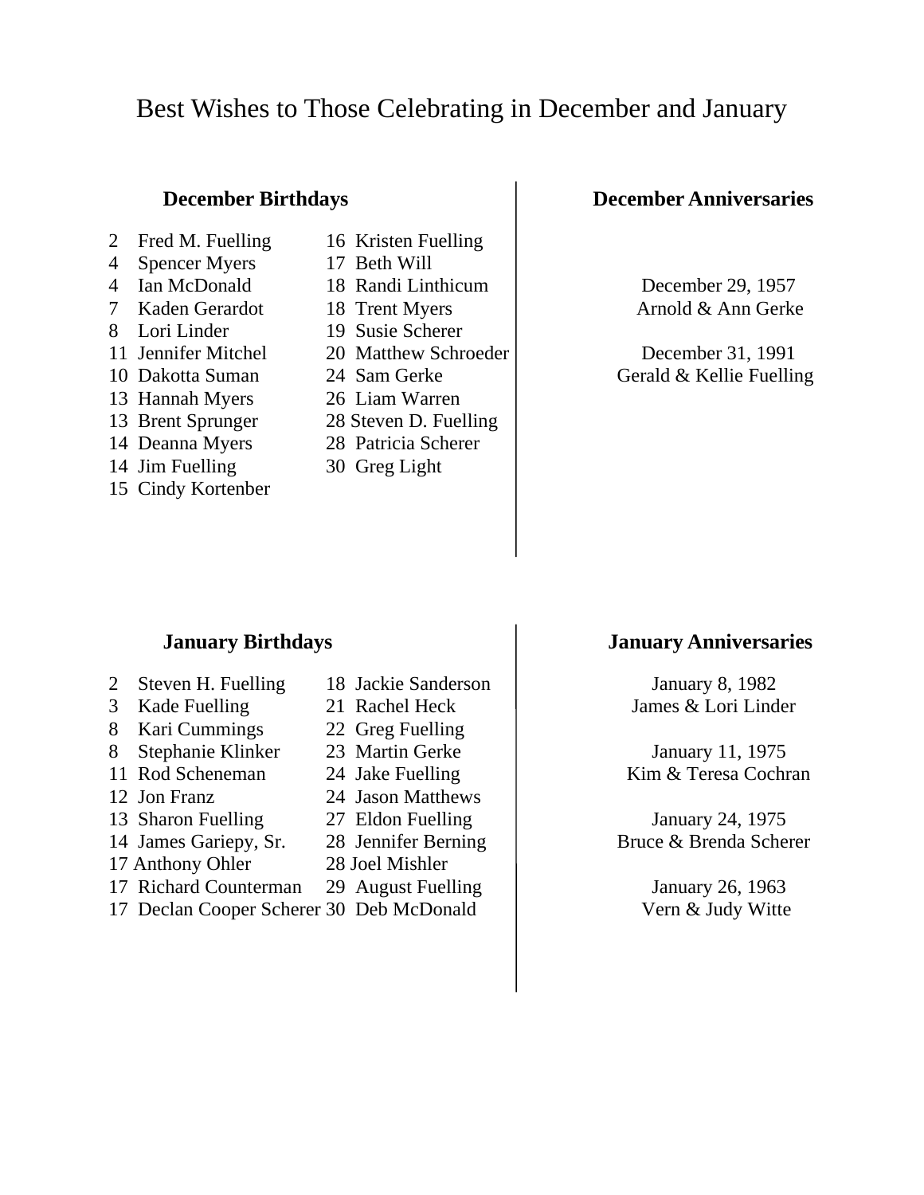# Best Wishes to Those Celebrating in December and January

## December Birthdays

2 Fred M. Fuelling
4 Spencer Myers
4 Ian McDonald
7 Kaden Gerardot
8 Lori Linder
11 Jennifer Mitchel
10 Dakotta Suman
13 Hannah Myers
13 Brent Sprunger
14 Deanna Myers
14 Jim Fuelling
15 Cindy Kortenber
16 Kristen Fuelling
17 Beth Will
18 Randi Linthicum
18 Trent Myers
19 Susie Scherer
20 Matthew Schroeder
24 Sam Gerke
26 Liam Warren
28 Steven D. Fuelling
28 Patricia Scherer
30 Greg Light

## December Anniversaries

December 29, 1957
Arnold & Ann Gerke

December 31, 1991
Gerald & Kellie Fuelling

## January Birthdays

2 Steven H. Fuelling
3 Kade Fuelling
8 Kari Cummings
8 Stephanie Klinker
11 Rod Scheneman
12 Jon Franz
13 Sharon Fuelling
14 James Gariepy, Sr.
17 Anthony Ohler
17 Richard Counterman
17 Declan Cooper Scherer
18 Jackie Sanderson
21 Rachel Heck
22 Greg Fuelling
23 Martin Gerke
24 Jake Fuelling
24 Jason Matthews
27 Eldon Fuelling
28 Jennifer Berning
28 Joel Mishler
29 August Fuelling
30 Deb McDonald

## January Anniversaries

January 8, 1982
James & Lori Linder

January 11, 1975
Kim & Teresa Cochran

January 24, 1975
Bruce & Brenda Scherer

January 26, 1963
Vern & Judy Witte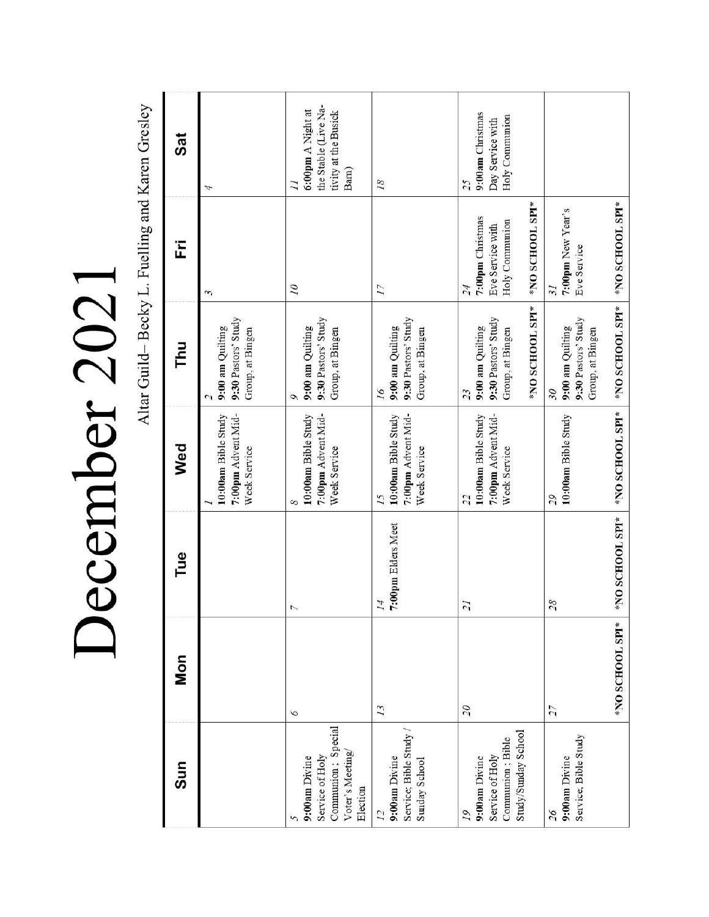# December 2021

Altar Guild– Becky L. Fuelling and Karen Gresley

| Sun | Mon | Tue | Wed | Thu | Fri | Sat |
|---|---|---|---|---|---|---|
| | | | 1 **10:00am** Bible Study **7:00pm** Advent Mid-Week Service | 2 **9:00 am** Quilting **9:30** Pastors' Study Group, at Bingen | 3 | 4 |
| 5 **9:00am** Divine Service of Holy Communion ; Special Voter's Meeting/ Election | 6 | 7 | 8 **10:00am** Bible Study **7:00pm** Advent Mid-Week Service | 9 **9:00 am** Quilting **9:30** Pastors' Study Group, at Bingen | 10 | 11 **6:00pm** A Night at the Stable (Live Nativity at the Busick Barn) |
| 12 **9:00am** Divine Service; Bible Study / Sunday School | 13 | 14 **7:00pm** Elders Meet | 15 **10:00am** Bible Study **7:00pm** Advent Mid-Week Service | 16 **9:00 am** Quilting **9:30** Pastors' Study Group, at Bingen | 17 | 18 |
| 19 **9:00am** Divine Service of Holy Communion ; Bible Study/Sunday School | 20 | 21 | 22 **10:00am** Bible Study **7:00pm** Advent Mid-Week Service | 23 **9:00 am** Quilting **9:30** Pastors' Study Group, at Bingen *NO SCHOOL SPI* | 24 **7:00pm** Christmas Eve Service with Holy Communion *NO SCHOOL SPI* | 25 **9:00am** Christmas Day Service with Holy Communion |
| 26 **9:00am** Divine Service; Bible Study | 27 *NO SCHOOL SPI* | 28 *NO SCHOOL SPI* | 29 **10:00am** Bible Study *NO SCHOOL SPI* | 30 **9:00 am** Quilting **9:30** Pastors' Study Group, at Bingen *NO SCHOOL SPI* | 31 **7:00pm** New Year's Eve Service *NO SCHOOL SPI* | |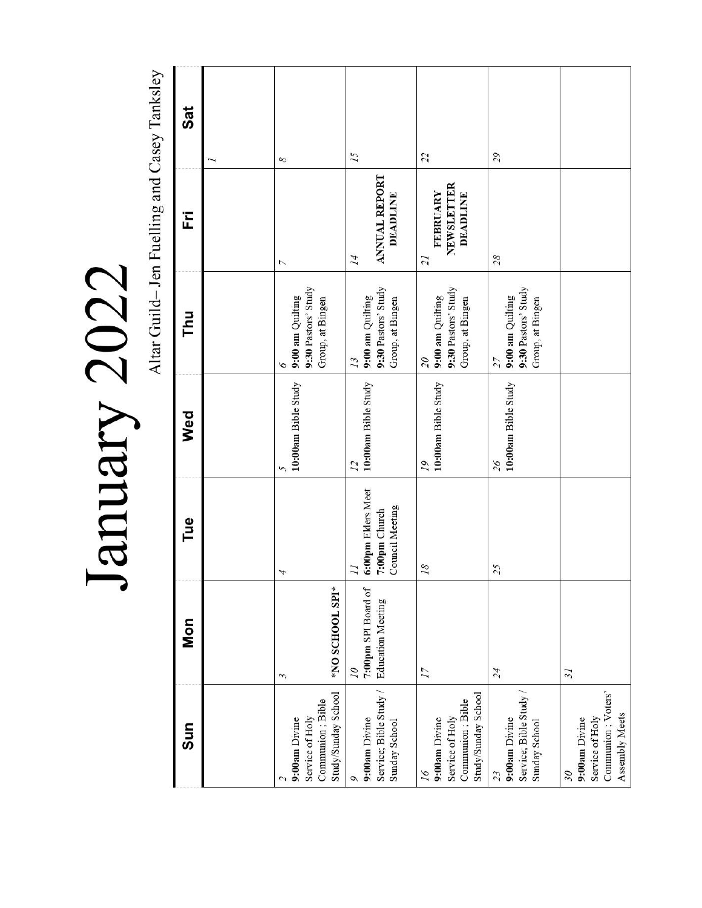# January 2022

Altar Guild– Jen Fuelling and Casey Tanksley

| Sun | Mon | Tue | Wed | Thu | Fri | Sat |
|---|---|---|---|---|---|---|
| | | | | | | 1 |
| 2 **9:00am** Divine Service of Holy Communion ; Bible Study/Sunday School | 3 *NO SCHOOL SPI* | 4 | 5 **10:00am** Bible Study | 6 **9:00 am** Quilting **9:30** Pastors' Study Group, at Bingen | 7 | 8 |
| 9 **9:00am** Divine Service; Bible Study / Sunday School | 10 **7:00pm** SPI Board of Education Meeting | 11 **6:00pm** Elders Meet **7:00pm** Church Council Meeting | 12 **10:00am** Bible Study | 13 **9:00 am** Quilting **9:30** Pastors' Study Group, at Bingen | 14 **ANNUAL REPORT DEADLINE** | 15 |
| 16 **9:00am** Divine Service of Holy Communion ; Bible Study/Sunday School | 17 | 18 | 19 **10:00am** Bible Study | 20 **9:00 am** Quilting **9:30** Pastors' Study Group, at Bingen | 21 **FEBRUARY NEWSLETTER DEADLINE** | 22 |
| 23 **9:00am** Divine Service; Bible Study / Sunday School | 24 | 25 | 26 **10:00am** Bible Study | 27 **9:00 am** Quilting **9:30** Pastors' Study Group, at Bingen | 28 | 29 |
| 30 **9:00am** Divine Service of Holy Communion ; Voters' Assembly Meets | 31 | | | | | |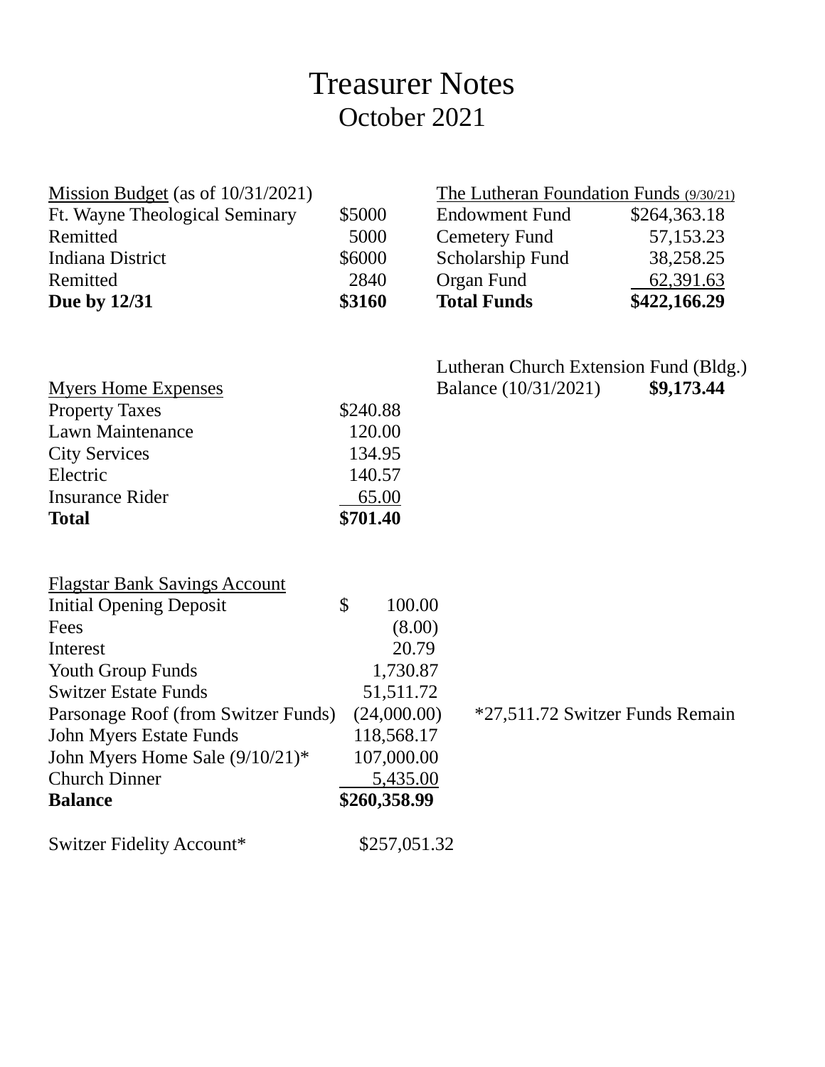# Treasurer Notes
## October 2021

| Mission Budget (as of 10/31/2021) | |
|---|---|
| Ft. Wayne Theological Seminary | $5000 |
| Remitted | 5000 |
| Indiana District | $6000 |
| Remitted | 2840 |
| **Due by 12/31** | **$3160** |

| The Lutheran Foundation Funds (9/30/21) | |
|---|---|
| Endowment Fund | $264,363.18 |
| Cemetery Fund | 57,153.23 |
| Scholarship Fund | 38,258.25 |
| Organ Fund | 62,391.63 |
| **Total Funds** | **$422,166.29** |

Lutheran Church Extension Fund (Bldg.)
Balance (10/31/2021) **$9,173.44**

| Myers Home Expenses | |
|---|---|
| Property Taxes | $240.88 |
| Lawn Maintenance | 120.00 |
| City Services | 134.95 |
| Electric | 140.57 |
| Insurance Rider | 65.00 |
| **Total** | **$701.40** |

| Flagstar Bank Savings Account | | |
|---|---|---|
| Initial Opening Deposit | $ 100.00 | |
| Fees | (8.00) | |
| Interest | 20.79 | |
| Youth Group Funds | 1,730.87 | |
| Switzer Estate Funds | 51,511.72 | |
| Parsonage Roof (from Switzer Funds) | (24,000.00) | *27,511.72 Switzer Funds Remain |
| John Myers Estate Funds | 118,568.17 | |
| John Myers Home Sale (9/10/21)* | 107,000.00 | |
| Church Dinner | 5,435.00 | |
| **Balance** | **$260,358.99** | |

Switzer Fidelity Account* $257,051.32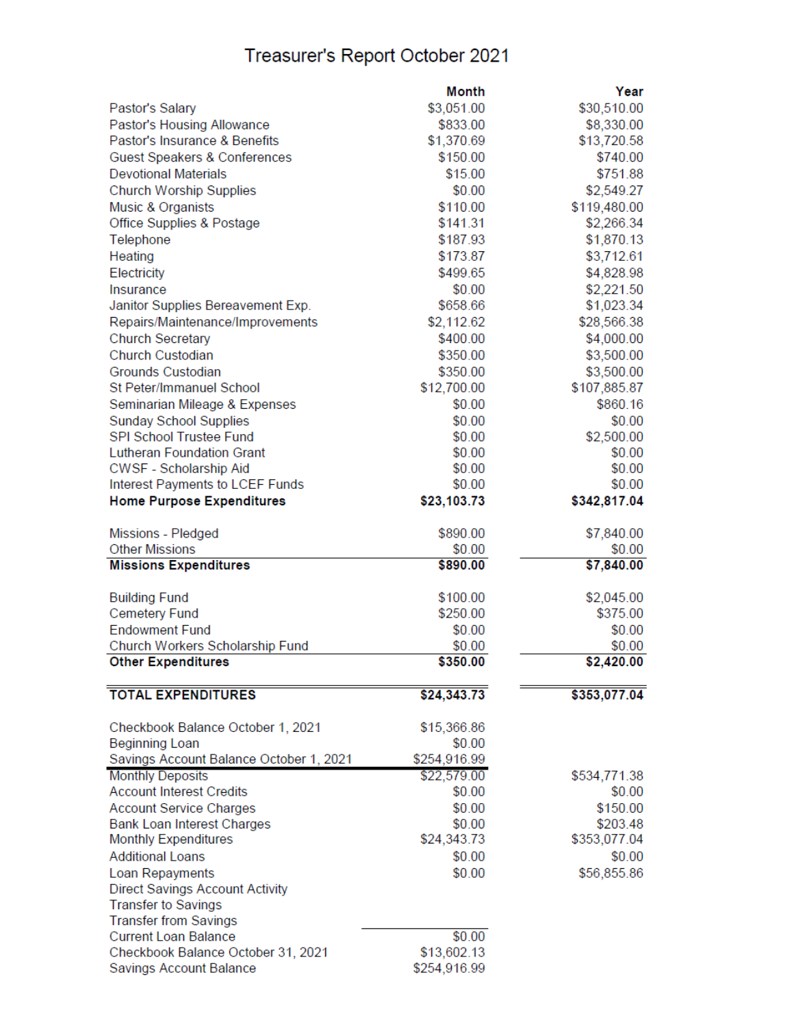# Treasurer's Report October 2021

| | Month | Year |
|---|---|---|
| Pastor's Salary | $3,051.00 | $30,510.00 |
| Pastor's Housing Allowance | $833.00 | $8,330.00 |
| Pastor's Insurance & Benefits | $1,370.69 | $13,720.58 |
| Guest Speakers & Conferences | $150.00 | $740.00 |
| Devotional Materials | $15.00 | $751.88 |
| Church Worship Supplies | $0.00 | $2,549.27 |
| Music & Organists | $110.00 | $119,480.00 |
| Office Supplies & Postage | $141.31 | $2,266.34 |
| Telephone | $187.93 | $1,870.13 |
| Heating | $173.87 | $3,712.61 |
| Electricity | $499.65 | $4,828.98 |
| Insurance | $0.00 | $2,221.50 |
| Janitor Supplies Bereavement Exp. | $658.66 | $1,023.34 |
| Repairs/Maintenance/Improvements | $2,112.62 | $28,566.38 |
| Church Secretary | $400.00 | $4,000.00 |
| Church Custodian | $350.00 | $3,500.00 |
| Grounds Custodian | $350.00 | $3,500.00 |
| St Peter/Immanuel School | $12,700.00 | $107,885.87 |
| Seminarian Mileage & Expenses | $0.00 | $860.16 |
| Sunday School Supplies | $0.00 | $0.00 |
| SPI School Trustee Fund | $0.00 | $2,500.00 |
| Lutheran Foundation Grant | $0.00 | $0.00 |
| CWSF - Scholarship Aid | $0.00 | $0.00 |
| Interest Payments to LCEF Funds | $0.00 | $0.00 |
| **Home Purpose Expenditures** | **$23,103.73** | **$342,817.04** |
| | | |
| Missions - Pledged | $890.00 | $7,840.00 |
| Other Missions | $0.00 | $0.00 |
| **Missions Expenditures** | **$890.00** | **$7,840.00** |
| | | |
| Building Fund | $100.00 | $2,045.00 |
| Cemetery Fund | $250.00 | $375.00 |
| Endowment Fund | $0.00 | $0.00 |
| Church Workers Scholarship Fund | $0.00 | $0.00 |
| **Other Expenditures** | **$350.00** | **$2,420.00** |
| | | |
| **TOTAL EXPENDITURES** | **$24,343.73** | **$353,077.04** |
| | | |
| Checkbook Balance October 1, 2021 | $15,366.86 | |
| Beginning Loan | $0.00 | |
| Savings Account Balance October 1, 2021 | $254,916.99 | |
| Monthly Deposits | $22,579.00 | $534,771.38 |
| Account Interest Credits | $0.00 | $0.00 |
| Account Service Charges | $0.00 | $150.00 |
| Bank Loan Interest Charges | $0.00 | $203.48 |
| Monthly Expenditures | $24,343.73 | $353,077.04 |
| Additional Loans | $0.00 | $0.00 |
| Loan Repayments | $0.00 | $56,855.86 |
| Direct Savings Account Activity | | |
| Transfer to Savings | | |
| Transfer from Savings | | |
| Current Loan Balance | $0.00 | |
| Checkbook Balance October 31, 2021 | $13,602.13 | |
| Savings Account Balance | $254,916.99 | |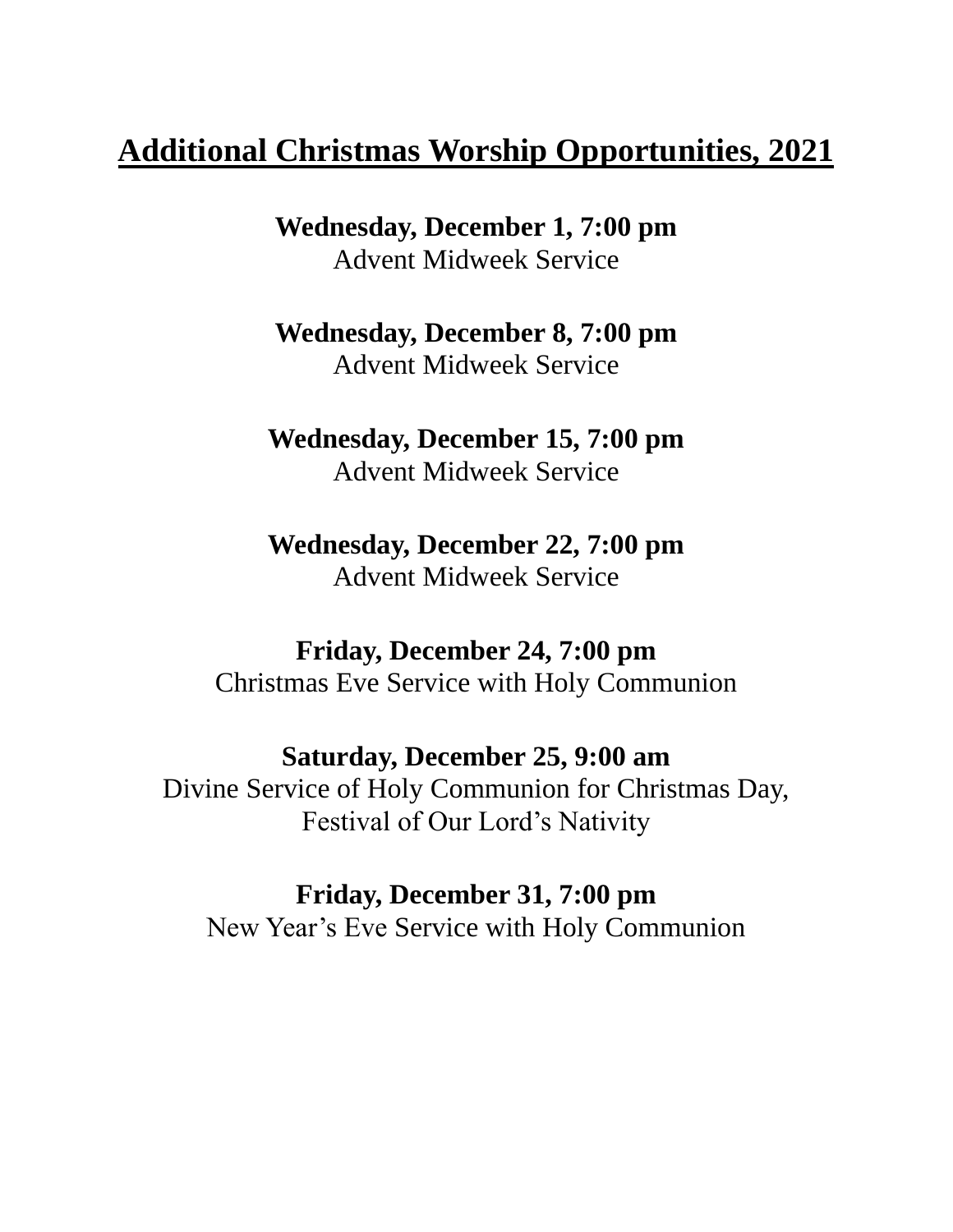# Additional Christmas Worship Opportunities, 2021

**Wednesday, December 1, 7:00 pm**
Advent Midweek Service

**Wednesday, December 8, 7:00 pm**
Advent Midweek Service

**Wednesday, December 15, 7:00 pm**
Advent Midweek Service

**Wednesday, December 22, 7:00 pm**
Advent Midweek Service

**Friday, December 24, 7:00 pm**
Christmas Eve Service with Holy Communion

**Saturday, December 25, 9:00 am**
Divine Service of Holy Communion for Christmas Day, Festival of Our Lord's Nativity

**Friday, December 31, 7:00 pm**
New Year's Eve Service with Holy Communion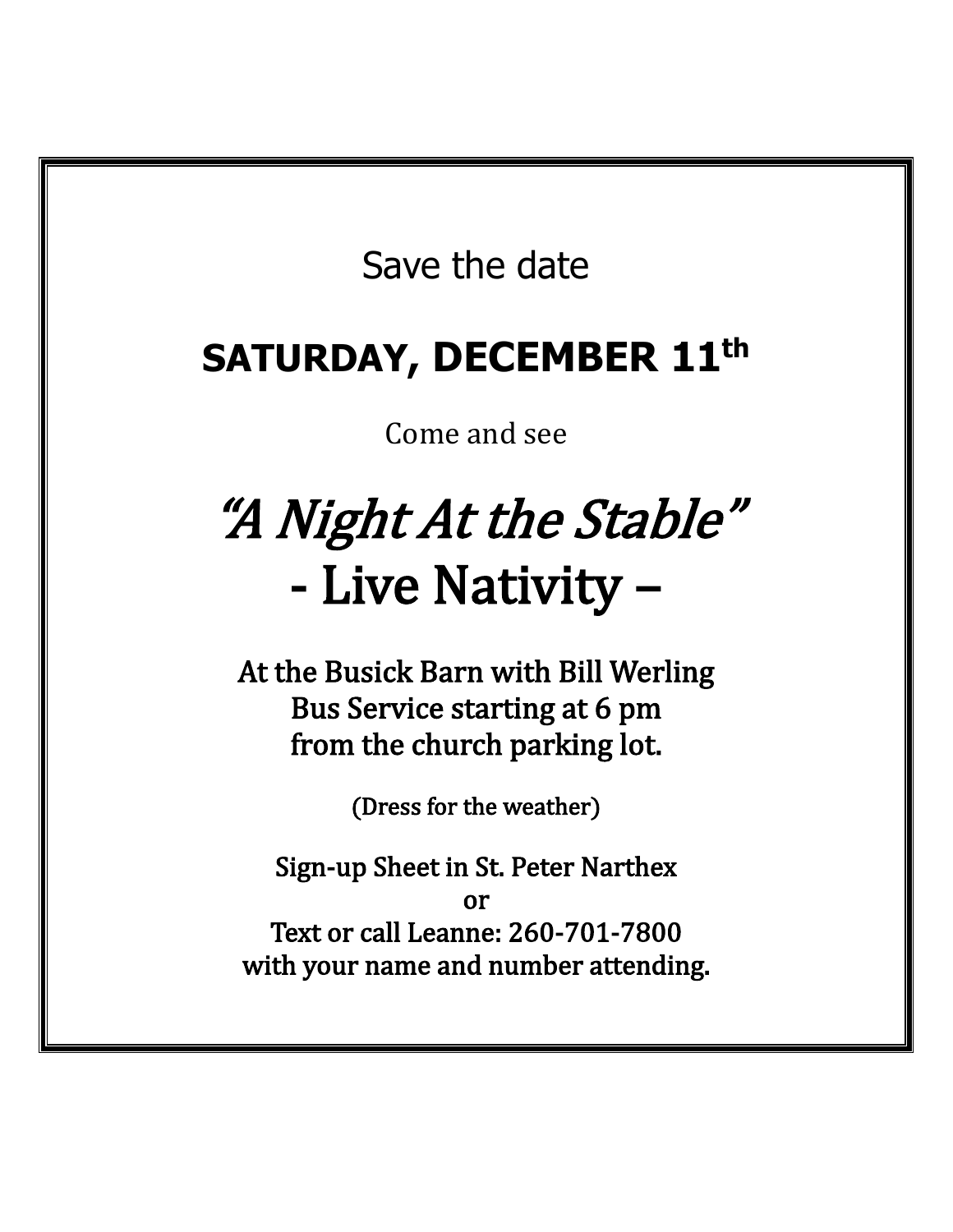Save the date

## SATURDAY, DECEMBER 11th

Come and see

# *"A Night At the Stable"*
# - Live Nativity –

At the Busick Barn with Bill Werling
Bus Service starting at 6 pm
from the church parking lot.

(Dress for the weather)

Sign-up Sheet in St. Peter Narthex
or
Text or call Leanne: 260-701-7800
with your name and number attending.